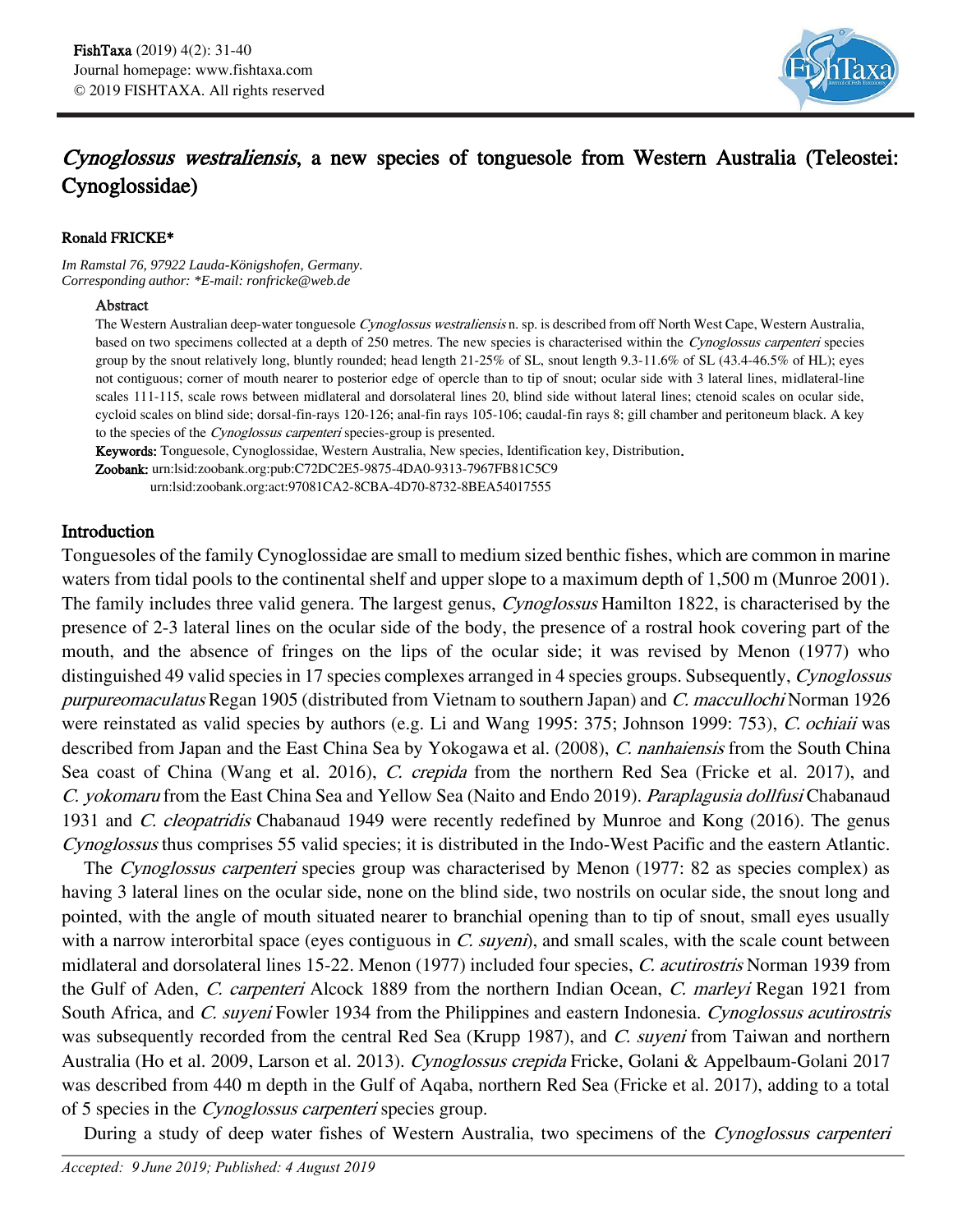# *Cynoglossus westraliensis*, a new species of tonguesole from Western Australia (Teleostei: Cynoglossidae)

**Ronald FRICKE***

*Im Ramstal 76, 97922 Lauda-Königshofen, Germany.*
*Corresponding author: *E-mail: ronfricke@web.de*

### Abstract

The Western Australian deep-water tonguesole *Cynoglossus westraliensis* n. sp. is described from off North West Cape, Western Australia, based on two specimens collected at a depth of 250 metres. The new species is characterised within the *Cynoglossus carpenteri* species group by the snout relatively long, bluntly rounded; head length 21-25% of SL, snout length 9.3-11.6% of SL (43.4-46.5% of HL); eyes not contiguous; corner of mouth nearer to posterior edge of opercle than to tip of snout; ocular side with 3 lateral lines, midlateral-line scales 111-115, scale rows between midlateral and dorsolateral lines 20, blind side without lateral lines; ctenoid scales on ocular side, cycloid scales on blind side; dorsal-fin-rays 120-126; anal-fin rays 105-106; caudal-fin rays 8; gill chamber and peritoneum black. A key to the species of the *Cynoglossus carpenteri* species-group is presented.

**Keywords:** Tonguesole, Cynoglossidae, Western Australia, New species, Identification key, Distribution.

**Zoobank:** urn:lsid:zoobank.org:pub:C72DC2E5-9875-4DA0-9313-7967FB81C5C9
urn:lsid:zoobank.org:act:97081CA2-8CBA-4D70-8732-8BEA54017555

## Introduction

Tonguesoles of the family Cynoglossidae are small to medium sized benthic fishes, which are common in marine waters from tidal pools to the continental shelf and upper slope to a maximum depth of 1,500 m (Munroe 2001). The family includes three valid genera. The largest genus, *Cynoglossus* Hamilton 1822, is characterised by the presence of 2-3 lateral lines on the ocular side of the body, the presence of a rostral hook covering part of the mouth, and the absence of fringes on the lips of the ocular side; it was revised by Menon (1977) who distinguished 49 valid species in 17 species complexes arranged in 4 species groups. Subsequently, *Cynoglossus purpureomaculatus* Regan 1905 (distributed from Vietnam to southern Japan) and *C. maccullochi* Norman 1926 were reinstated as valid species by authors (e.g. Li and Wang 1995: 375; Johnson 1999: 753), *C. ochiaii* was described from Japan and the East China Sea by Yokogawa et al. (2008), *C. nanhaiensis* from the South China Sea coast of China (Wang et al. 2016), *C. crepida* from the northern Red Sea (Fricke et al. 2017), and *C. yokomaru* from the East China Sea and Yellow Sea (Naito and Endo 2019). *Paraplagusia dollfusi* Chabanaud 1931 and *C. cleopatridis* Chabanaud 1949 were recently redefined by Munroe and Kong (2016). The genus *Cynoglossus* thus comprises 55 valid species; it is distributed in the Indo-West Pacific and the eastern Atlantic.

The *Cynoglossus carpenteri* species group was characterised by Menon (1977: 82 as species complex) as having 3 lateral lines on the ocular side, none on the blind side, two nostrils on ocular side, the snout long and pointed, with the angle of mouth situated nearer to branchial opening than to tip of snout, small eyes usually with a narrow interorbital space (eyes contiguous in *C. suyeni*), and small scales, with the scale count between midlateral and dorsolateral lines 15-22. Menon (1977) included four species, *C. acutirostris* Norman 1939 from the Gulf of Aden, *C. carpenteri* Alcock 1889 from the northern Indian Ocean, *C. marleyi* Regan 1921 from South Africa, and *C. suyeni* Fowler 1934 from the Philippines and eastern Indonesia. *Cynoglossus acutirostris* was subsequently recorded from the central Red Sea (Krupp 1987), and *C. suyeni* from Taiwan and northern Australia (Ho et al. 2009, Larson et al. 2013). *Cynoglossus crepida* Fricke, Golani & Appelbaum-Golani 2017 was described from 440 m depth in the Gulf of Aqaba, northern Red Sea (Fricke et al. 2017), adding to a total of 5 species in the *Cynoglossus carpenteri* species group.

During a study of deep water fishes of Western Australia, two specimens of the *Cynoglossus carpenteri*

*Accepted: 9 June 2019; Published: 4 August 2019*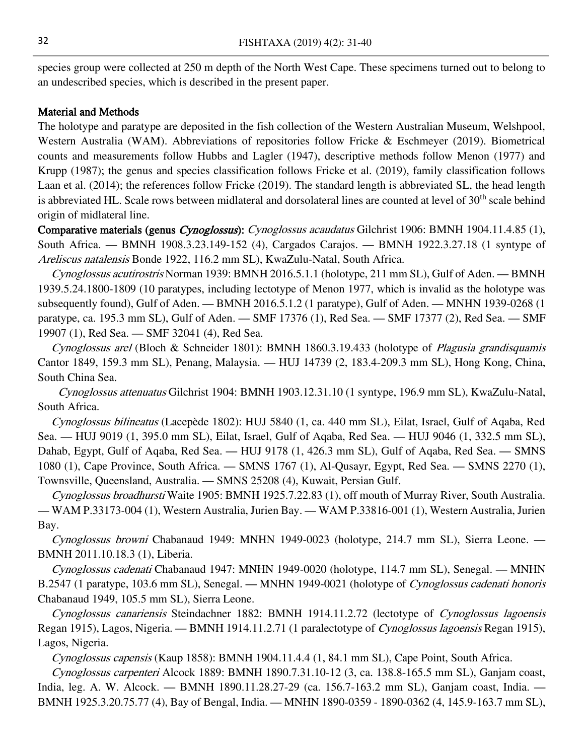species group were collected at 250 m depth of the North West Cape. These specimens turned out to belong to an undescribed species, which is described in the present paper.

## Material and Methods

The holotype and paratype are deposited in the fish collection of the Western Australian Museum, Welshpool, Western Australia (WAM). Abbreviations of repositories follow Fricke & Eschmeyer (2019). Biometrical counts and measurements follow Hubbs and Lagler (1947), descriptive methods follow Menon (1977) and Krupp (1987); the genus and species classification follows Fricke et al. (2019), family classification follows Laan et al. (2014); the references follow Fricke (2019). The standard length is abbreviated SL, the head length is abbreviated HL. Scale rows between midlateral and dorsolateral lines are counted at level of 30th scale behind origin of midlateral line.

**Comparative materials (genus *Cynoglossus*):** *Cynoglossus acaudatus* Gilchrist 1906: BMNH 1904.11.4.85 (1), South Africa. — BMNH 1908.3.23.149-152 (4), Cargados Carajos. — BMNH 1922.3.27.18 (1 syntype of *Areliscus natalensis* Bonde 1922, 116.2 mm SL), KwaZulu-Natal, South Africa.

*Cynoglossus acutirostris* Norman 1939: BMNH 2016.5.1.1 (holotype, 211 mm SL), Gulf of Aden. — BMNH 1939.5.24.1800-1809 (10 paratypes, including lectotype of Menon 1977, which is invalid as the holotype was subsequently found), Gulf of Aden. — BMNH 2016.5.1.2 (1 paratype), Gulf of Aden. — MNHN 1939-0268 (1 paratype, ca. 195.3 mm SL), Gulf of Aden. — SMF 17376 (1), Red Sea. — SMF 17377 (2), Red Sea. — SMF 19907 (1), Red Sea. — SMF 32041 (4), Red Sea.

*Cynoglossus arel* (Bloch & Schneider 1801): BMNH 1860.3.19.433 (holotype of *Plagusia grandisquamis* Cantor 1849, 159.3 mm SL), Penang, Malaysia. — HUJ 14739 (2, 183.4-209.3 mm SL), Hong Kong, China, South China Sea.

*Cynoglossus attenuatus* Gilchrist 1904: BMNH 1903.12.31.10 (1 syntype, 196.9 mm SL), KwaZulu-Natal, South Africa.

*Cynoglossus bilineatus* (Lacepède 1802): HUJ 5840 (1, ca. 440 mm SL), Eilat, Israel, Gulf of Aqaba, Red Sea. — HUJ 9019 (1, 395.0 mm SL), Eilat, Israel, Gulf of Aqaba, Red Sea. — HUJ 9046 (1, 332.5 mm SL), Dahab, Egypt, Gulf of Aqaba, Red Sea. — HUJ 9178 (1, 426.3 mm SL), Gulf of Aqaba, Red Sea. — SMNS 1080 (1), Cape Province, South Africa. — SMNS 1767 (1), Al-Qusayr, Egypt, Red Sea. — SMNS 2270 (1), Townsville, Queensland, Australia. — SMNS 25208 (4), Kuwait, Persian Gulf.

*Cynoglossus broadhursti* Waite 1905: BMNH 1925.7.22.83 (1), off mouth of Murray River, South Australia. — WAM P.33173-004 (1), Western Australia, Jurien Bay. — WAM P.33816-001 (1), Western Australia, Jurien Bay.

*Cynoglossus browni* Chabanaud 1949: MNHN 1949-0023 (holotype, 214.7 mm SL), Sierra Leone. — BMNH 2011.10.18.3 (1), Liberia.

*Cynoglossus cadenati* Chabanaud 1947: MNHN 1949-0020 (holotype, 114.7 mm SL), Senegal. — MNHN B.2547 (1 paratype, 103.6 mm SL), Senegal. — MNHN 1949-0021 (holotype of *Cynoglossus cadenati honoris* Chabanaud 1949, 105.5 mm SL), Sierra Leone.

*Cynoglossus canariensis* Steindachner 1882: BMNH 1914.11.2.72 (lectotype of *Cynoglossus lagoensis* Regan 1915), Lagos, Nigeria. — BMNH 1914.11.2.71 (1 paralectotype of *Cynoglossus lagoensis* Regan 1915), Lagos, Nigeria.

*Cynoglossus capensis* (Kaup 1858): BMNH 1904.11.4.4 (1, 84.1 mm SL), Cape Point, South Africa.

*Cynoglossus carpenteri* Alcock 1889: BMNH 1890.7.31.10-12 (3, ca. 138.8-165.5 mm SL), Ganjam coast, India, leg. A. W. Alcock. — BMNH 1890.11.28.27-29 (ca. 156.7-163.2 mm SL), Ganjam coast, India. — BMNH 1925.3.20.75.77 (4), Bay of Bengal, India. — MNHN 1890-0359 - 1890-0362 (4, 145.9-163.7 mm SL),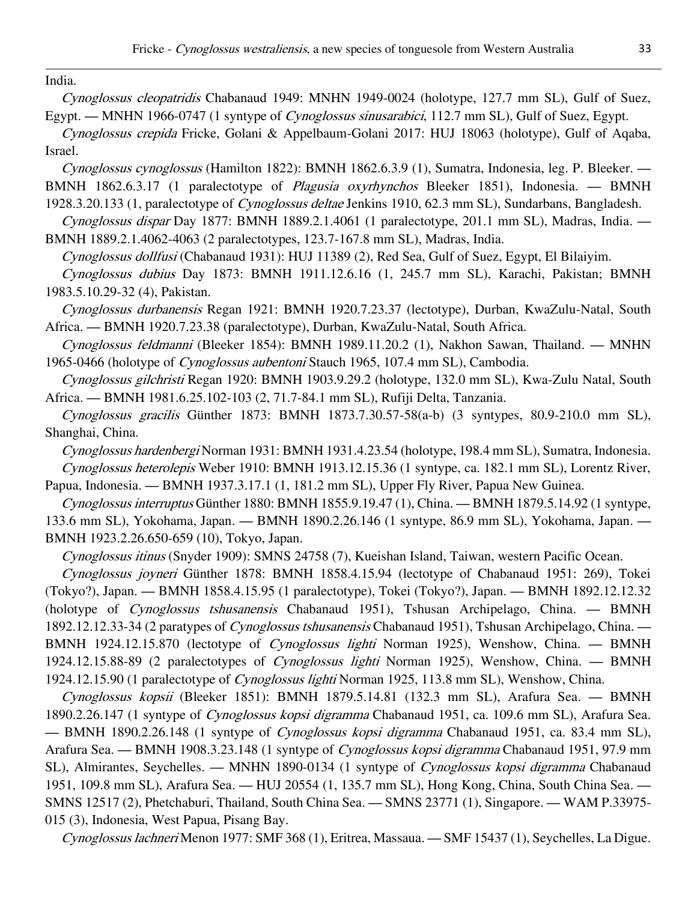India.

*Cynoglossus cleopatridis* Chabanaud 1949: MNHN 1949-0024 (holotype, 127.7 mm SL), Gulf of Suez, Egypt. — MNHN 1966-0747 (1 syntype of *Cynoglossus sinusarabici*, 112.7 mm SL), Gulf of Suez, Egypt.

*Cynoglossus crepida* Fricke, Golani & Appelbaum-Golani 2017: HUJ 18063 (holotype), Gulf of Aqaba, Israel.

*Cynoglossus cynoglossus* (Hamilton 1822): BMNH 1862.6.3.9 (1), Sumatra, Indonesia, leg. P. Bleeker. — BMNH 1862.6.3.17 (1 paralectotype of *Plagusia oxyrhynchos* Bleeker 1851), Indonesia. — BMNH 1928.3.20.133 (1, paralectotype of *Cynoglossus deltae* Jenkins 1910, 62.3 mm SL), Sundarbans, Bangladesh.

*Cynoglossus dispar* Day 1877: BMNH 1889.2.1.4061 (1 paralectotype, 201.1 mm SL), Madras, India. — BMNH 1889.2.1.4062-4063 (2 paralectotypes, 123.7-167.8 mm SL), Madras, India.

*Cynoglossus dollfusi* (Chabanaud 1931): HUJ 11389 (2), Red Sea, Gulf of Suez, Egypt, El Bilaiyim.

*Cynoglossus dubius* Day 1873: BMNH 1911.12.6.16 (1, 245.7 mm SL), Karachi, Pakistan; BMNH 1983.5.10.29-32 (4), Pakistan.

*Cynoglossus durbanensis* Regan 1921: BMNH 1920.7.23.37 (lectotype), Durban, KwaZulu-Natal, South Africa. — BMNH 1920.7.23.38 (paralectotype), Durban, KwaZulu-Natal, South Africa.

*Cynoglossus feldmanni* (Bleeker 1854): BMNH 1989.11.20.2 (1), Nakhon Sawan, Thailand. — MNHN 1965-0466 (holotype of *Cynoglossus aubentoni* Stauch 1965, 107.4 mm SL), Cambodia.

*Cynoglossus gilchristi* Regan 1920: BMNH 1903.9.29.2 (holotype, 132.0 mm SL), Kwa-Zulu Natal, South Africa. — BMNH 1981.6.25.102-103 (2, 71.7-84.1 mm SL), Rufiji Delta, Tanzania.

*Cynoglossus gracilis* Günther 1873: BMNH 1873.7.30.57-58(a-b) (3 syntypes, 80.9-210.0 mm SL), Shanghai, China.

*Cynoglossus hardenbergi* Norman 1931: BMNH 1931.4.23.54 (holotype, 198.4 mm SL), Sumatra, Indonesia.

*Cynoglossus heterolepis* Weber 1910: BMNH 1913.12.15.36 (1 syntype, ca. 182.1 mm SL), Lorentz River, Papua, Indonesia. — BMNH 1937.3.17.1 (1, 181.2 mm SL), Upper Fly River, Papua New Guinea.

*Cynoglossus interruptus* Günther 1880: BMNH 1855.9.19.47 (1), China. — BMNH 1879.5.14.92 (1 syntype, 133.6 mm SL), Yokohama, Japan. — BMNH 1890.2.26.146 (1 syntype, 86.9 mm SL), Yokohama, Japan. — BMNH 1923.2.26.650-659 (10), Tokyo, Japan.

*Cynoglossus itinus* (Snyder 1909): SMNS 24758 (7), Kueishan Island, Taiwan, western Pacific Ocean.

*Cynoglossus joyneri* Günther 1878: BMNH 1858.4.15.94 (lectotype of Chabanaud 1951: 269), Tokei (Tokyo?), Japan. — BMNH 1858.4.15.95 (1 paralectotype), Tokei (Tokyo?), Japan. — BMNH 1892.12.12.32 (holotype of *Cynoglossus tshusanensis* Chabanaud 1951), Tshusan Archipelago, China. — BMNH 1892.12.12.33-34 (2 paratypes of *Cynoglossus tshusanensis* Chabanaud 1951), Tshusan Archipelago, China. — BMNH 1924.12.15.870 (lectotype of *Cynoglossus lighti* Norman 1925), Wenshow, China. — BMNH 1924.12.15.88-89 (2 paralectotypes of *Cynoglossus lighti* Norman 1925), Wenshow, China. — BMNH 1924.12.15.90 (1 paralectotype of *Cynoglossus lighti* Norman 1925, 113.8 mm SL), Wenshow, China.

*Cynoglossus kopsii* (Bleeker 1851): BMNH 1879.5.14.81 (132.3 mm SL), Arafura Sea. — BMNH 1890.2.26.147 (1 syntype of *Cynoglossus kopsi digramma* Chabanaud 1951, ca. 109.6 mm SL), Arafura Sea. — BMNH 1890.2.26.148 (1 syntype of *Cynoglossus kopsi digramma* Chabanaud 1951, ca. 83.4 mm SL), Arafura Sea. — BMNH 1908.3.23.148 (1 syntype of *Cynoglossus kopsi digramma* Chabanaud 1951, 97.9 mm SL), Almirantes, Seychelles. — MNHN 1890-0134 (1 syntype of *Cynoglossus kopsi digramma* Chabanaud 1951, 109.8 mm SL), Arafura Sea. — HUJ 20554 (1, 135.7 mm SL), Hong Kong, China, South China Sea. — SMNS 12517 (2), Phetchaburi, Thailand, South China Sea. — SMNS 23771 (1), Singapore. — WAM P.33975-015 (3), Indonesia, West Papua, Pisang Bay.

*Cynoglossus lachneri* Menon 1977: SMF 368 (1), Eritrea, Massaua. — SMF 15437 (1), Seychelles, La Digue.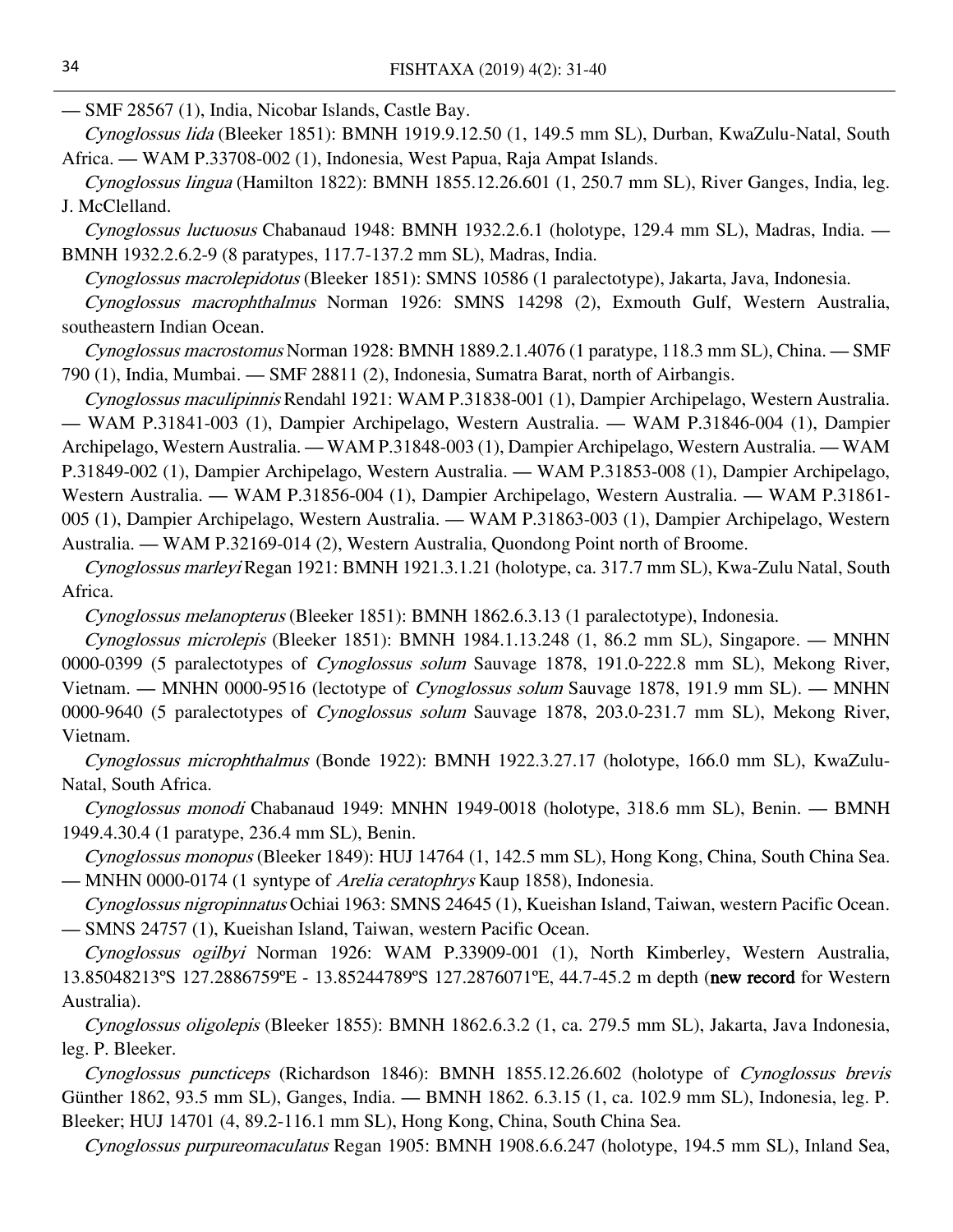— SMF 28567 (1), India, Nicobar Islands, Castle Bay.

*Cynoglossus lida* (Bleeker 1851): BMNH 1919.9.12.50 (1, 149.5 mm SL), Durban, KwaZulu-Natal, South Africa. — WAM P.33708-002 (1), Indonesia, West Papua, Raja Ampat Islands.

*Cynoglossus lingua* (Hamilton 1822): BMNH 1855.12.26.601 (1, 250.7 mm SL), River Ganges, India, leg. J. McClelland.

*Cynoglossus luctuosus* Chabanaud 1948: BMNH 1932.2.6.1 (holotype, 129.4 mm SL), Madras, India. — BMNH 1932.2.6.2-9 (8 paratypes, 117.7-137.2 mm SL), Madras, India.

*Cynoglossus macrolepidotus* (Bleeker 1851): SMNS 10586 (1 paralectotype), Jakarta, Java, Indonesia.

*Cynoglossus macrophthalmus* Norman 1926: SMNS 14298 (2), Exmouth Gulf, Western Australia, southeastern Indian Ocean.

*Cynoglossus macrostomus* Norman 1928: BMNH 1889.2.1.4076 (1 paratype, 118.3 mm SL), China. — SMF 790 (1), India, Mumbai. — SMF 28811 (2), Indonesia, Sumatra Barat, north of Airbangis.

*Cynoglossus maculipinnis* Rendahl 1921: WAM P.31838-001 (1), Dampier Archipelago, Western Australia. — WAM P.31841-003 (1), Dampier Archipelago, Western Australia. — WAM P.31846-004 (1), Dampier Archipelago, Western Australia. — WAM P.31848-003 (1), Dampier Archipelago, Western Australia. — WAM P.31849-002 (1), Dampier Archipelago, Western Australia. — WAM P.31853-008 (1), Dampier Archipelago, Western Australia. — WAM P.31856-004 (1), Dampier Archipelago, Western Australia. — WAM P.31861-005 (1), Dampier Archipelago, Western Australia. — WAM P.31863-003 (1), Dampier Archipelago, Western Australia. — WAM P.32169-014 (2), Western Australia, Quondong Point north of Broome.

*Cynoglossus marleyi* Regan 1921: BMNH 1921.3.1.21 (holotype, ca. 317.7 mm SL), Kwa-Zulu Natal, South Africa.

*Cynoglossus melanopterus* (Bleeker 1851): BMNH 1862.6.3.13 (1 paralectotype), Indonesia.

*Cynoglossus microlepis* (Bleeker 1851): BMNH 1984.1.13.248 (1, 86.2 mm SL), Singapore. — MNHN 0000-0399 (5 paralectotypes of *Cynoglossus solum* Sauvage 1878, 191.0-222.8 mm SL), Mekong River, Vietnam. — MNHN 0000-9516 (lectotype of *Cynoglossus solum* Sauvage 1878, 191.9 mm SL). — MNHN 0000-9640 (5 paralectotypes of *Cynoglossus solum* Sauvage 1878, 203.0-231.7 mm SL), Mekong River, Vietnam.

*Cynoglossus microphthalmus* (Bonde 1922): BMNH 1922.3.27.17 (holotype, 166.0 mm SL), KwaZulu-Natal, South Africa.

*Cynoglossus monodi* Chabanaud 1949: MNHN 1949-0018 (holotype, 318.6 mm SL), Benin. — BMNH 1949.4.30.4 (1 paratype, 236.4 mm SL), Benin.

*Cynoglossus monopus* (Bleeker 1849): HUJ 14764 (1, 142.5 mm SL), Hong Kong, China, South China Sea. — MNHN 0000-0174 (1 syntype of *Arelia ceratophrys* Kaup 1858), Indonesia.

*Cynoglossus nigropinnatus* Ochiai 1963: SMNS 24645 (1), Kueishan Island, Taiwan, western Pacific Ocean. — SMNS 24757 (1), Kueishan Island, Taiwan, western Pacific Ocean.

*Cynoglossus ogilbyi* Norman 1926: WAM P.33909-001 (1), North Kimberley, Western Australia, 13.85048213ºS 127.2886759ºE - 13.85244789ºS 127.2876071ºE, 44.7-45.2 m depth (**new record** for Western Australia).

*Cynoglossus oligolepis* (Bleeker 1855): BMNH 1862.6.3.2 (1, ca. 279.5 mm SL), Jakarta, Java Indonesia, leg. P. Bleeker.

*Cynoglossus puncticeps* (Richardson 1846): BMNH 1855.12.26.602 (holotype of *Cynoglossus brevis* Günther 1862, 93.5 mm SL), Ganges, India. — BMNH 1862. 6.3.15 (1, ca. 102.9 mm SL), Indonesia, leg. P. Bleeker; HUJ 14701 (4, 89.2-116.1 mm SL), Hong Kong, China, South China Sea.

*Cynoglossus purpureomaculatus* Regan 1905: BMNH 1908.6.6.247 (holotype, 194.5 mm SL), Inland Sea,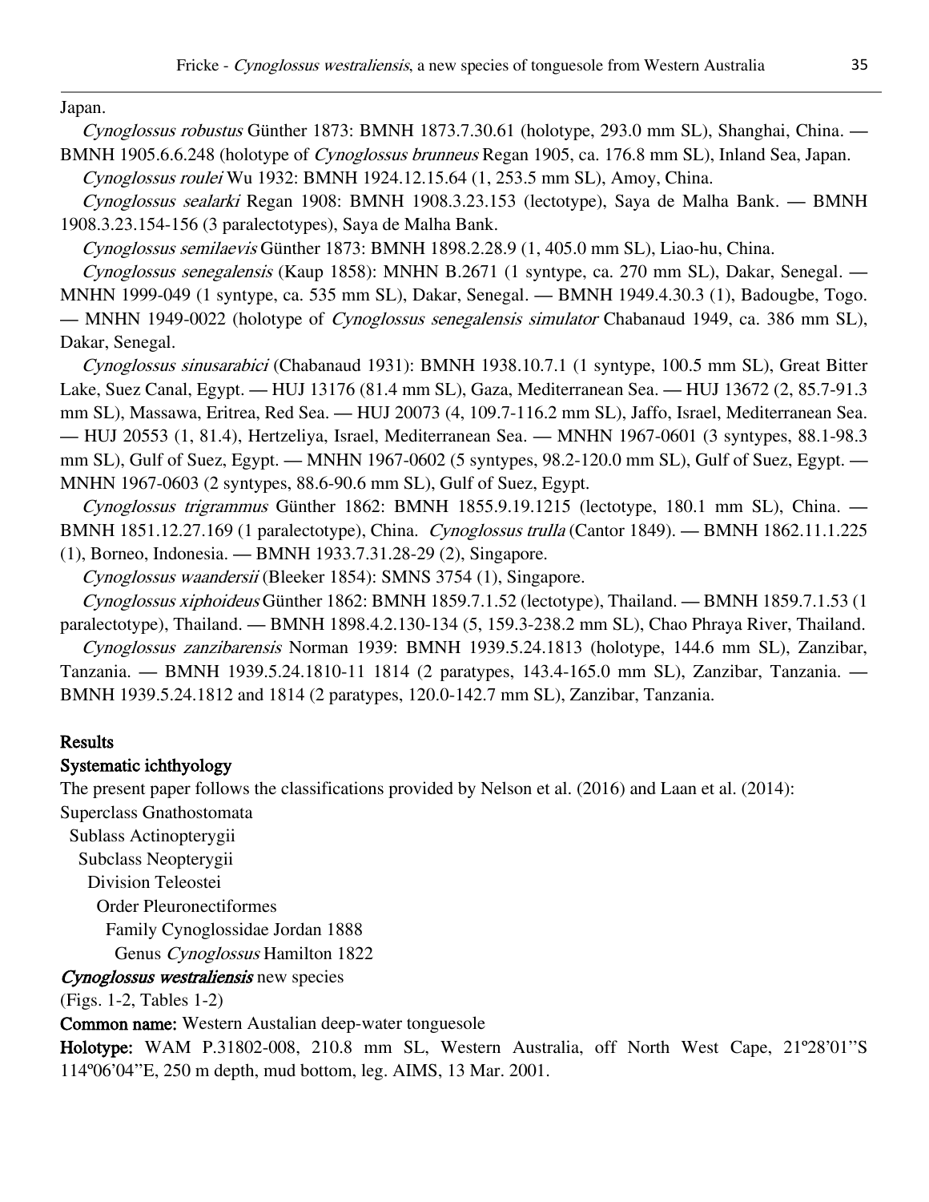Japan.

*Cynoglossus robustus* Günther 1873: BMNH 1873.7.30.61 (holotype, 293.0 mm SL), Shanghai, China. — BMNH 1905.6.6.248 (holotype of *Cynoglossus brunneus* Regan 1905, ca. 176.8 mm SL), Inland Sea, Japan.

*Cynoglossus roulei* Wu 1932: BMNH 1924.12.15.64 (1, 253.5 mm SL), Amoy, China.

*Cynoglossus sealarki* Regan 1908: BMNH 1908.3.23.153 (lectotype), Saya de Malha Bank. — BMNH 1908.3.23.154-156 (3 paralectotypes), Saya de Malha Bank.

*Cynoglossus semilaevis* Günther 1873: BMNH 1898.2.28.9 (1, 405.0 mm SL), Liao-hu, China.

*Cynoglossus senegalensis* (Kaup 1858): MNHN B.2671 (1 syntype, ca. 270 mm SL), Dakar, Senegal. — MNHN 1999-049 (1 syntype, ca. 535 mm SL), Dakar, Senegal. — BMNH 1949.4.30.3 (1), Badougbe, Togo. — MNHN 1949-0022 (holotype of *Cynoglossus senegalensis simulator* Chabanaud 1949, ca. 386 mm SL), Dakar, Senegal.

*Cynoglossus sinusarabici* (Chabanaud 1931): BMNH 1938.10.7.1 (1 syntype, 100.5 mm SL), Great Bitter Lake, Suez Canal, Egypt. — HUJ 13176 (81.4 mm SL), Gaza, Mediterranean Sea. — HUJ 13672 (2, 85.7-91.3 mm SL), Massawa, Eritrea, Red Sea. — HUJ 20073 (4, 109.7-116.2 mm SL), Jaffo, Israel, Mediterranean Sea. — HUJ 20553 (1, 81.4), Hertzeliya, Israel, Mediterranean Sea. — MNHN 1967-0601 (3 syntypes, 88.1-98.3 mm SL), Gulf of Suez, Egypt. — MNHN 1967-0602 (5 syntypes, 98.2-120.0 mm SL), Gulf of Suez, Egypt. — MNHN 1967-0603 (2 syntypes, 88.6-90.6 mm SL), Gulf of Suez, Egypt.

*Cynoglossus trigrammus* Günther 1862: BMNH 1855.9.19.1215 (lectotype, 180.1 mm SL), China. — BMNH 1851.12.27.169 (1 paralectotype), China. *Cynoglossus trulla* (Cantor 1849). — BMNH 1862.11.1.225 (1), Borneo, Indonesia. — BMNH 1933.7.31.28-29 (2), Singapore.

*Cynoglossus waandersii* (Bleeker 1854): SMNS 3754 (1), Singapore.

*Cynoglossus xiphoideus* Günther 1862: BMNH 1859.7.1.52 (lectotype), Thailand. — BMNH 1859.7.1.53 (1 paralectotype), Thailand. — BMNH 1898.4.2.130-134 (5, 159.3-238.2 mm SL), Chao Phraya River, Thailand.

*Cynoglossus zanzibarensis* Norman 1939: BMNH 1939.5.24.1813 (holotype, 144.6 mm SL), Zanzibar, Tanzania. — BMNH 1939.5.24.1810-11 1814 (2 paratypes, 143.4-165.0 mm SL), Zanzibar, Tanzania. — BMNH 1939.5.24.1812 and 1814 (2 paratypes, 120.0-142.7 mm SL), Zanzibar, Tanzania.

## Results

### Systematic ichthyology

The present paper follows the classifications provided by Nelson et al. (2016) and Laan et al. (2014):

Superclass Gnathostomata
  Sublass Actinopterygii
    Subclass Neopterygii
      Division Teleostei
        Order Pleuronectiformes
          Family Cynoglossidae Jordan 1888
            Genus *Cynoglossus* Hamilton 1822

***Cynoglossus westraliensis*** new species

(Figs. 1-2, Tables 1-2)

**Common name:** Western Austalian deep-water tonguesole

**Holotype:** WAM P.31802-008, 210.8 mm SL, Western Australia, off North West Cape, 21º28'01''S 114º06'04''E, 250 m depth, mud bottom, leg. AIMS, 13 Mar. 2001.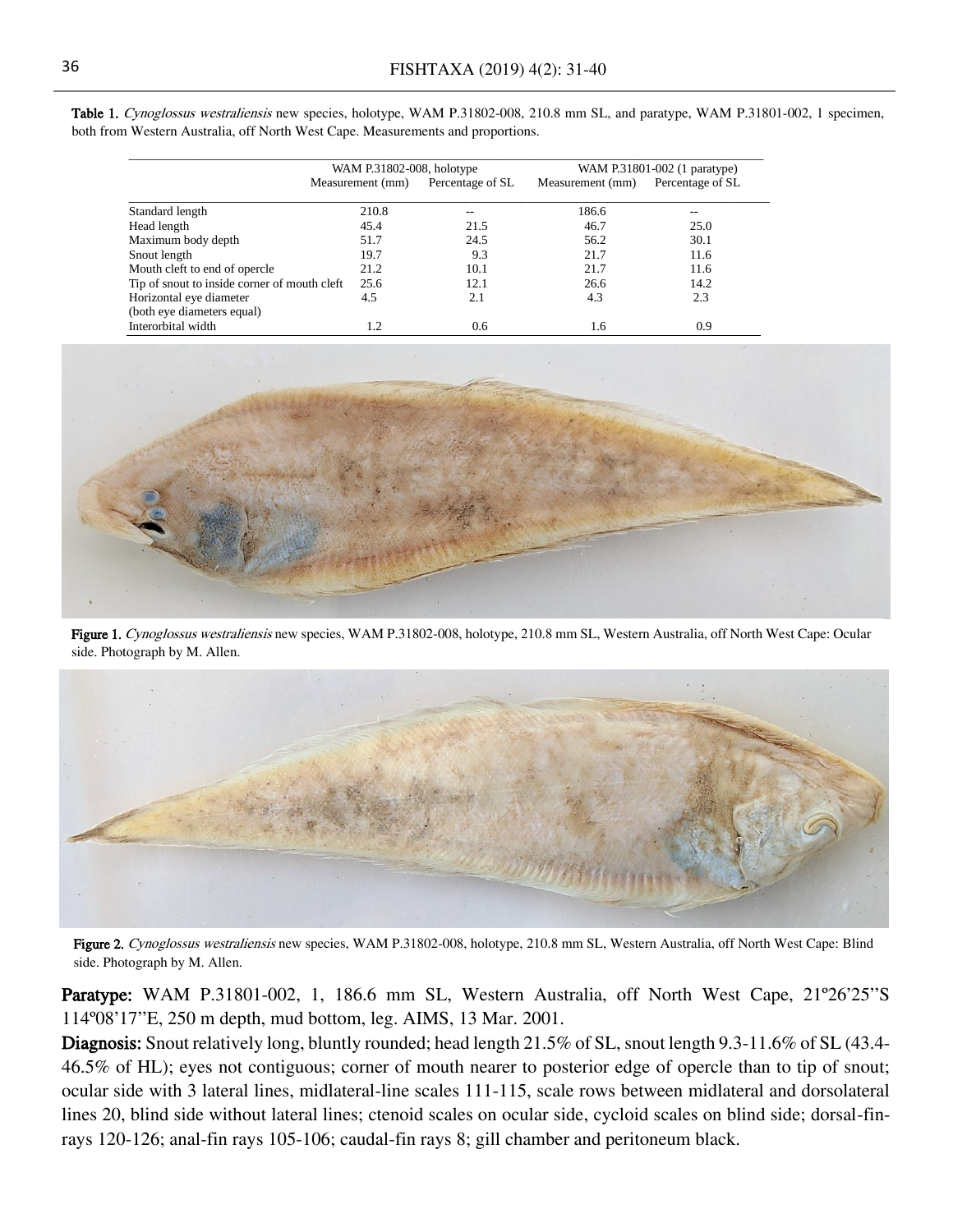**Table 1.** *Cynoglossus westraliensis* new species, holotype, WAM P.31802-008, 210.8 mm SL, and paratype, WAM P.31801-002, 1 specimen, both from Western Australia, off North West Cape. Measurements and proportions.

| | WAM P.31802-008, holotype | | WAM P.31801-002 (1 paratype) | |
|---|---|---|---|---|
| | Measurement (mm) | Percentage of SL | Measurement (mm) | Percentage of SL |
| Standard length | 210.8 | -- | 186.6 | -- |
| Head length | 45.4 | 21.5 | 46.7 | 25.0 |
| Maximum body depth | 51.7 | 24.5 | 56.2 | 30.1 |
| Snout length | 19.7 | 9.3 | 21.7 | 11.6 |
| Mouth cleft to end of opercle | 21.2 | 10.1 | 21.7 | 11.6 |
| Tip of snout to inside corner of mouth cleft | 25.6 | 12.1 | 26.6 | 14.2 |
| Horizontal eye diameter (both eye diameters equal) | 4.5 | 2.1 | 4.3 | 2.3 |
| Interorbital width | 1.2 | 0.6 | 1.6 | 0.9 |

**Figure 1.** *Cynoglossus westraliensis* new species, WAM P.31802-008, holotype, 210.8 mm SL, Western Australia, off North West Cape: Ocular side. Photograph by M. Allen.

**Figure 2.** *Cynoglossus westraliensis* new species, WAM P.31802-008, holotype, 210.8 mm SL, Western Australia, off North West Cape: Blind side. Photograph by M. Allen.

**Paratype:** WAM P.31801-002, 1, 186.6 mm SL, Western Australia, off North West Cape, 21º26'25''S 114º08'17''E, 250 m depth, mud bottom, leg. AIMS, 13 Mar. 2001.

**Diagnosis:** Snout relatively long, bluntly rounded; head length 21.5% of SL, snout length 9.3-11.6% of SL (43.4-46.5% of HL); eyes not contiguous; corner of mouth nearer to posterior edge of opercle than to tip of snout; ocular side with 3 lateral lines, midlateral-line scales 111-115, scale rows between midlateral and dorsolateral lines 20, blind side without lateral lines; ctenoid scales on ocular side, cycloid scales on blind side; dorsal-fin-rays 120-126; anal-fin rays 105-106; caudal-fin rays 8; gill chamber and peritoneum black.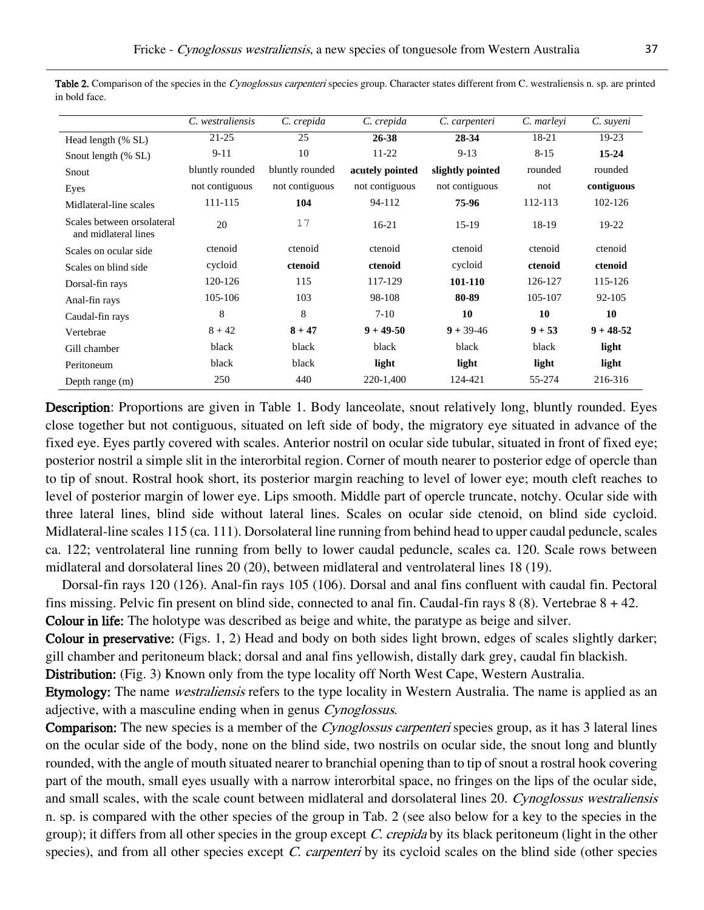**Table 2.** Comparison of the species in the *Cynoglossus carpenteri* species group. Character states different from C. westraliensis n. sp. are printed in bold face.

| | *C. westraliensis* | *C. crepida* | *C. crepida* | *C. carpenteri* | *C. marleyi* | *C. suyeni* |
|---|---|---|---|---|---|---|
| Head length (% SL) | 21-25 | 25 | **26-38** | **28-34** | 18-21 | 19-23 |
| Snout length (% SL) | 9-11 | 10 | 11-22 | 9-13 | 8-15 | **15-24** |
| Snout | bluntly rounded | bluntly rounded | **acutely pointed** | **slightly pointed** | rounded | rounded |
| Eyes | not contiguous | not contiguous | not contiguous | not contiguous | not | **contiguous** |
| Midlateral-line scales | 111-115 | **104** | 94-112 | **75-96** | 112-113 | 102-126 |
| Scales between orsolateral and midlateral lines | 20 | 17 | 16-21 | 15-19 | 18-19 | 19-22 |
| Scales on ocular side | ctenoid | ctenoid | ctenoid | ctenoid | ctenoid | ctenoid |
| Scales on blind side | cycloid | **ctenoid** | **ctenoid** | cycloid | **ctenoid** | **ctenoid** |
| Dorsal-fin rays | 120-126 | 115 | 117-129 | **101-110** | 126-127 | 115-126 |
| Anal-fin rays | 105-106 | 103 | 98-108 | **80-89** | 105-107 | 92-105 |
| Caudal-fin rays | 8 | 8 | 7-10 | **10** | **10** | **10** |
| Vertebrae | 8 + 42 | **8 + 47** | **9 + 49-50** | **9** + 39-46 | **9 + 53** | **9 + 48-52** |
| Gill chamber | black | black | black | black | black | **light** |
| Peritoneum | black | black | **light** | **light** | **light** | **light** |
| Depth range (m) | 250 | 440 | 220-1,400 | 124-421 | 55-274 | 216-316 |

**Description**: Proportions are given in Table 1. Body lanceolate, snout relatively long, bluntly rounded. Eyes close together but not contiguous, situated on left side of body, the migratory eye situated in advance of the fixed eye. Eyes partly covered with scales. Anterior nostril on ocular side tubular, situated in front of fixed eye; posterior nostril a simple slit in the interorbital region. Corner of mouth nearer to posterior edge of opercle than to tip of snout. Rostral hook short, its posterior margin reaching to level of lower eye; mouth cleft reaches to level of posterior margin of lower eye. Lips smooth. Middle part of opercle truncate, notchy. Ocular side with three lateral lines, blind side without lateral lines. Scales on ocular side ctenoid, on blind side cycloid. Midlateral-line scales 115 (ca. 111). Dorsolateral line running from behind head to upper caudal peduncle, scales ca. 122; ventrolateral line running from belly to lower caudal peduncle, scales ca. 120. Scale rows between midlateral and dorsolateral lines 20 (20), between midlateral and ventrolateral lines 18 (19).

Dorsal-fin rays 120 (126). Anal-fin rays 105 (106). Dorsal and anal fins confluent with caudal fin. Pectoral fins missing. Pelvic fin present on blind side, connected to anal fin. Caudal-fin rays 8 (8). Vertebrae 8 + 42.

**Colour in life:** The holotype was described as beige and white, the paratype as beige and silver.

**Colour in preservative:** (Figs. 1, 2) Head and body on both sides light brown, edges of scales slightly darker; gill chamber and peritoneum black; dorsal and anal fins yellowish, distally dark grey, caudal fin blackish.

**Distribution:** (Fig. 3) Known only from the type locality off North West Cape, Western Australia.

**Etymology:** The name *westraliensis* refers to the type locality in Western Australia. The name is applied as an adjective, with a masculine ending when in genus *Cynoglossus*.

**Comparison:** The new species is a member of the *Cynoglossus carpenteri* species group, as it has 3 lateral lines on the ocular side of the body, none on the blind side, two nostrils on ocular side, the snout long and bluntly rounded, with the angle of mouth situated nearer to branchial opening than to tip of snout a rostral hook covering part of the mouth, small eyes usually with a narrow interorbital space, no fringes on the lips of the ocular side, and small scales, with the scale count between midlateral and dorsolateral lines 20. *Cynoglossus westraliensis* n. sp. is compared with the other species of the group in Tab. 2 (see also below for a key to the species in the group); it differs from all other species in the group except *C. crepida* by its black peritoneum (light in the other species), and from all other species except *C. carpenteri* by its cycloid scales on the blind side (other species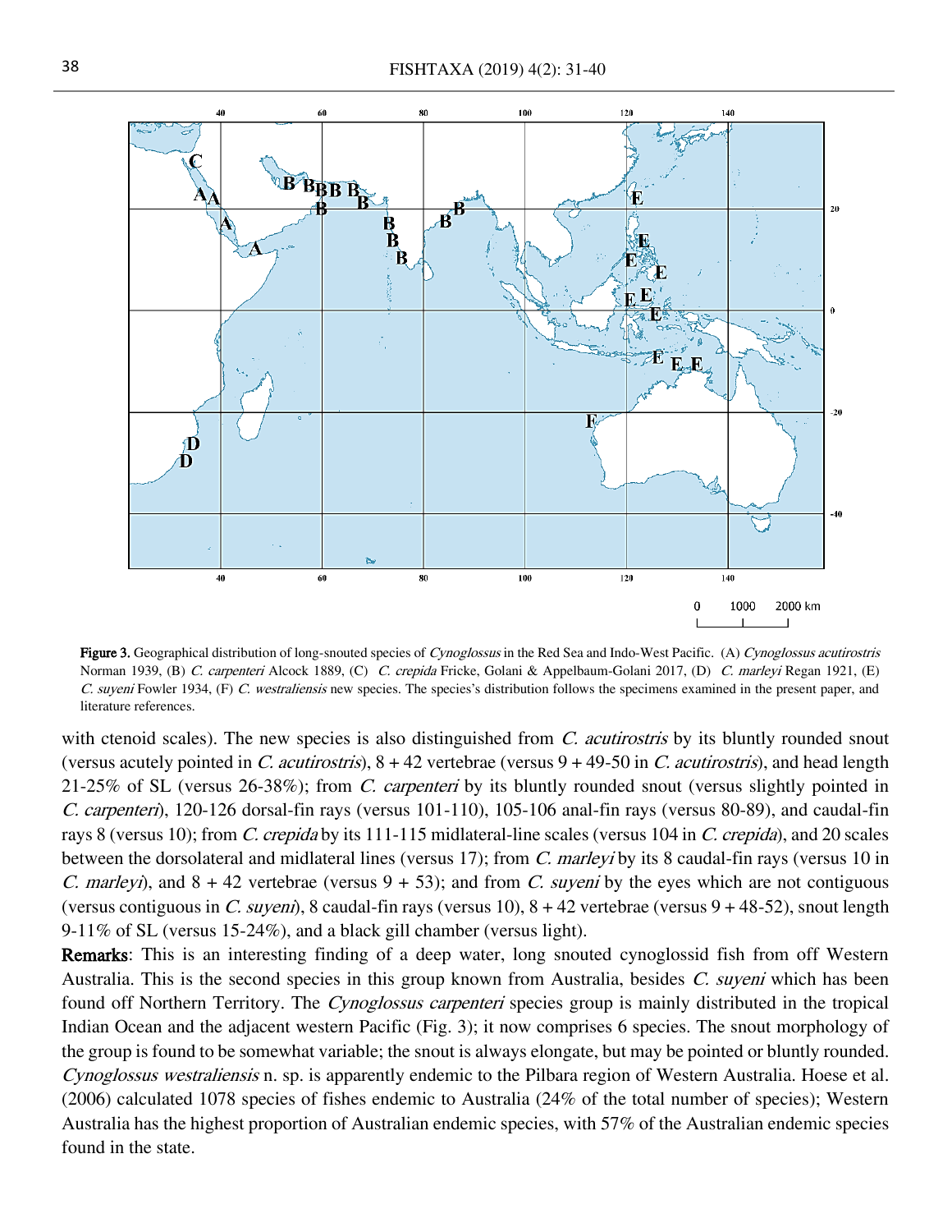**Figure 3.** Geographical distribution of long-snouted species of *Cynoglossus* in the Red Sea and Indo-West Pacific. (A) *Cynoglossus acutirostris* Norman 1939, (B) *C. carpenteri* Alcock 1889, (C) *C. crepida* Fricke, Golani & Appelbaum-Golani 2017, (D) *C. marleyi* Regan 1921, (E) *C. suyeni* Fowler 1934, (F) *C. westraliensis* new species. The species's distribution follows the specimens examined in the present paper, and literature references.

with ctenoid scales). The new species is also distinguished from *C. acutirostris* by its bluntly rounded snout (versus acutely pointed in *C. acutirostris*), 8 + 42 vertebrae (versus 9 + 49-50 in *C. acutirostris*), and head length 21-25% of SL (versus 26-38%); from *C. carpenteri* by its bluntly rounded snout (versus slightly pointed in *C. carpenteri*), 120-126 dorsal-fin rays (versus 101-110), 105-106 anal-fin rays (versus 80-89), and caudal-fin rays 8 (versus 10); from *C. crepida* by its 111-115 midlateral-line scales (versus 104 in *C. crepida*), and 20 scales between the dorsolateral and midlateral lines (versus 17); from *C. marleyi* by its 8 caudal-fin rays (versus 10 in *C. marleyi*), and 8 + 42 vertebrae (versus 9 + 53); and from *C. suyeni* by the eyes which are not contiguous (versus contiguous in *C. suyeni*), 8 caudal-fin rays (versus 10), 8 + 42 vertebrae (versus 9 + 48-52), snout length 9-11% of SL (versus 15-24%), and a black gill chamber (versus light).

**Remarks**: This is an interesting finding of a deep water, long snouted cynoglossid fish from off Western Australia. This is the second species in this group known from Australia, besides *C. suyeni* which has been found off Northern Territory. The *Cynoglossus carpenteri* species group is mainly distributed in the tropical Indian Ocean and the adjacent western Pacific (Fig. 3); it now comprises 6 species. The snout morphology of the group is found to be somewhat variable; the snout is always elongate, but may be pointed or bluntly rounded. *Cynoglossus westraliensis* n. sp. is apparently endemic to the Pilbara region of Western Australia. Hoese et al. (2006) calculated 1078 species of fishes endemic to Australia (24% of the total number of species); Western Australia has the highest proportion of Australian endemic species, with 57% of the Australian endemic species found in the state.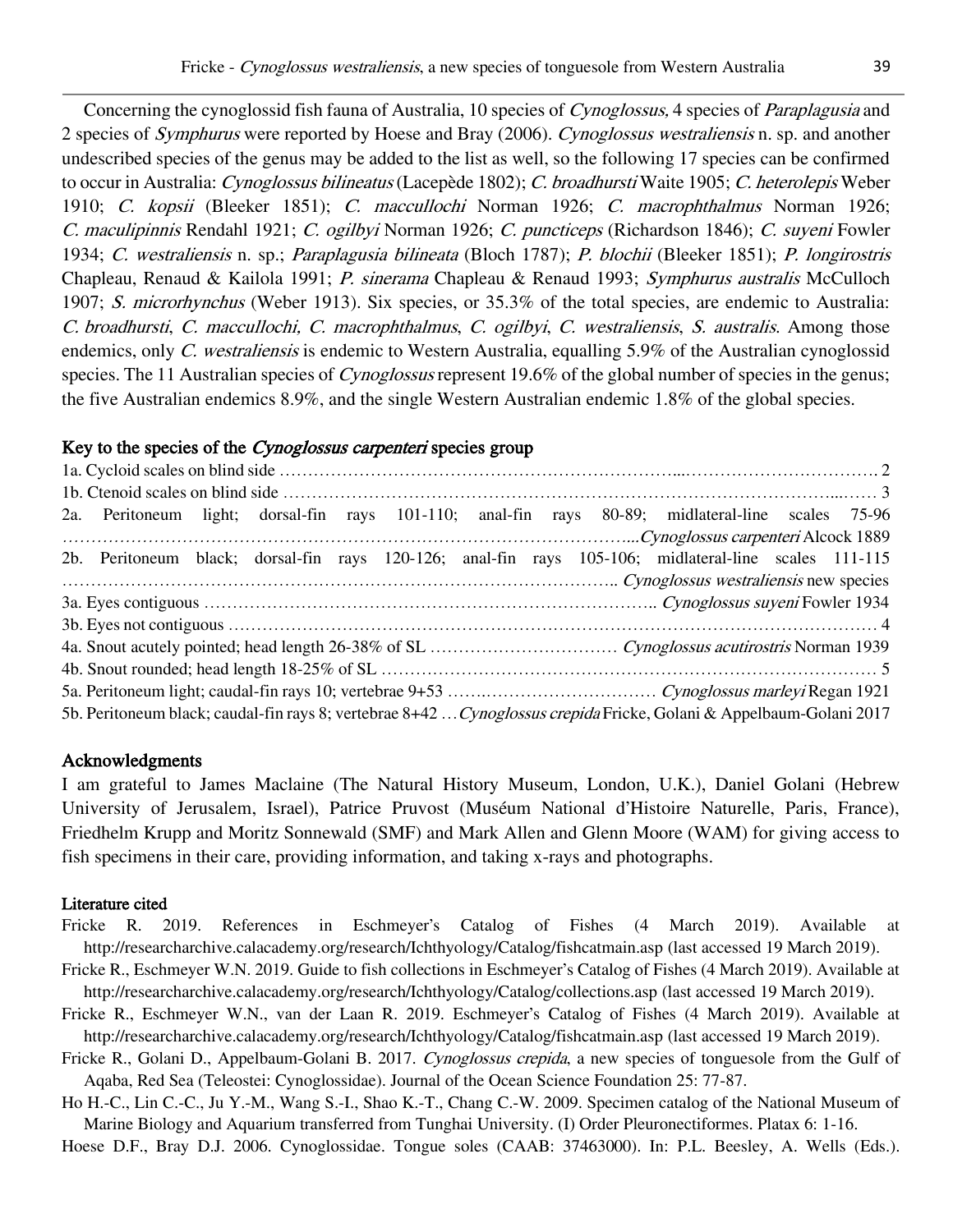Concerning the cynoglossid fish fauna of Australia, 10 species of *Cynoglossus*, 4 species of *Paraplagusia* and 2 species of *Symphurus* were reported by Hoese and Bray (2006). *Cynoglossus westraliensis* n. sp. and another undescribed species of the genus may be added to the list as well, so the following 17 species can be confirmed to occur in Australia: *Cynoglossus bilineatus* (Lacepède 1802); *C. broadhursti* Waite 1905; *C. heterolepis* Weber 1910; *C. kopsii* (Bleeker 1851); *C. maccullochi* Norman 1926; *C. macrophthalmus* Norman 1926; *C. maculipinnis* Rendahl 1921; *C. ogilbyi* Norman 1926; *C. puncticeps* (Richardson 1846); *C. suyeni* Fowler 1934; *C. westraliensis* n. sp.; *Paraplagusia bilineata* (Bloch 1787); *P. blochii* (Bleeker 1851); *P. longirostris* Chapleau, Renaud & Kailola 1991; *P. sinerama* Chapleau & Renaud 1993; *Symphurus australis* McCulloch 1907; *S. microrhynchus* (Weber 1913). Six species, or 35.3% of the total species, are endemic to Australia: *C. broadhursti*, *C. maccullochi*, *C. macrophthalmus*, *C. ogilbyi*, *C. westraliensis*, *S. australis*. Among those endemics, only *C. westraliensis* is endemic to Western Australia, equalling 5.9% of the Australian cynoglossid species. The 11 Australian species of *Cynoglossus* represent 19.6% of the global number of species in the genus; the five Australian endemics 8.9%, and the single Western Australian endemic 1.8% of the global species.

## Key to the species of the *Cynoglossus carpenteri* species group

1a. Cycloid scales on blind side …………………………………………………………………………………………… 2
1b. Ctenoid scales on blind side …………………………………………………………………………………………… 3
2a. Peritoneum light; dorsal-fin rays 101-110; anal-fin rays 80-89; midlateral-line scales 75-96 ……………………………………………………………… *Cynoglossus carpenteri* Alcock 1889
2b. Peritoneum black; dorsal-fin rays 120-126; anal-fin rays 105-106; midlateral-line scales 111-115 ……………………………………………………………… *Cynoglossus westraliensis* new species
3a. Eyes contiguous ……………………………………………………………… *Cynoglossus suyeni* Fowler 1934
3b. Eyes not contiguous …………………………………………………………………………………………… 4
4a. Snout acutely pointed; head length 26-38% of SL ……………………………… *Cynoglossus acutirostris* Norman 1939
4b. Snout rounded; head length 18-25% of SL …………………………………………………………………… 5
5a. Peritoneum light; caudal-fin rays 10; vertebrae 9+53 ……………………………… *Cynoglossus marleyi* Regan 1921
5b. Peritoneum black; caudal-fin rays 8; vertebrae 8+42 … *Cynoglossus crepida* Fricke, Golani & Appelbaum-Golani 2017

## Acknowledgments

I am grateful to James Maclaine (The Natural History Museum, London, U.K.), Daniel Golani (Hebrew University of Jerusalem, Israel), Patrice Pruvost (Muséum National d'Histoire Naturelle, Paris, France), Friedhelm Krupp and Moritz Sonnewald (SMF) and Mark Allen and Glenn Moore (WAM) for giving access to fish specimens in their care, providing information, and taking x-rays and photographs.

## Literature cited

Fricke R. 2019. References in Eschmeyer's Catalog of Fishes (4 March 2019). Available at http://researcharchive.calacademy.org/research/Ichthyology/Catalog/fishcatmain.asp (last accessed 19 March 2019).

Fricke R., Eschmeyer W.N. 2019. Guide to fish collections in Eschmeyer's Catalog of Fishes (4 March 2019). Available at http://researcharchive.calacademy.org/research/Ichthyology/Catalog/collections.asp (last accessed 19 March 2019).

Fricke R., Eschmeyer W.N., van der Laan R. 2019. Eschmeyer's Catalog of Fishes (4 March 2019). Available at http://researcharchive.calacademy.org/research/Ichthyology/Catalog/fishcatmain.asp (last accessed 19 March 2019).

Fricke R., Golani D., Appelbaum-Golani B. 2017. *Cynoglossus crepida*, a new species of tonguesole from the Gulf of Aqaba, Red Sea (Teleostei: Cynoglossidae). Journal of the Ocean Science Foundation 25: 77-87.

Ho H.-C., Lin C.-C., Ju Y.-M., Wang S.-I., Shao K.-T., Chang C.-W. 2009. Specimen catalog of the National Museum of Marine Biology and Aquarium transferred from Tunghai University. (I) Order Pleuronectiformes. Platax 6: 1-16.

Hoese D.F., Bray D.J. 2006. Cynoglossidae. Tongue soles (CAAB: 37463000). In: P.L. Beesley, A. Wells (Eds.).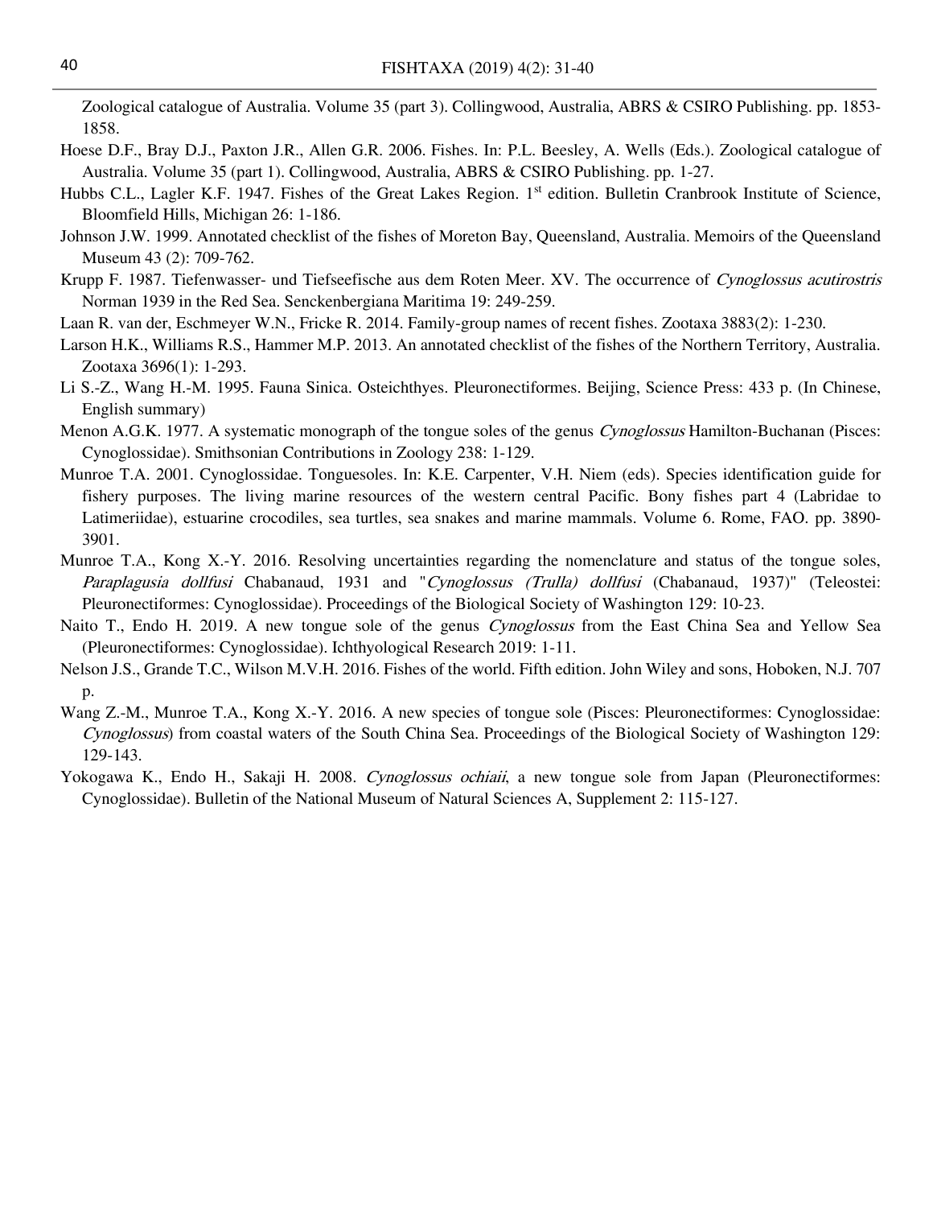Zoological catalogue of Australia. Volume 35 (part 3). Collingwood, Australia, ABRS & CSIRO Publishing. pp. 1853-1858.

Hoese D.F., Bray D.J., Paxton J.R., Allen G.R. 2006. Fishes. In: P.L. Beesley, A. Wells (Eds.). Zoological catalogue of Australia. Volume 35 (part 1). Collingwood, Australia, ABRS & CSIRO Publishing. pp. 1-27.

Hubbs C.L., Lagler K.F. 1947. Fishes of the Great Lakes Region. 1st edition. Bulletin Cranbrook Institute of Science, Bloomfield Hills, Michigan 26: 1-186.

Johnson J.W. 1999. Annotated checklist of the fishes of Moreton Bay, Queensland, Australia. Memoirs of the Queensland Museum 43 (2): 709-762.

Krupp F. 1987. Tiefenwasser- und Tiefseefische aus dem Roten Meer. XV. The occurrence of *Cynoglossus acutirostris* Norman 1939 in the Red Sea. Senckenbergiana Maritima 19: 249-259.

Laan R. van der, Eschmeyer W.N., Fricke R. 2014. Family-group names of recent fishes. Zootaxa 3883(2): 1-230.

Larson H.K., Williams R.S., Hammer M.P. 2013. An annotated checklist of the fishes of the Northern Territory, Australia. Zootaxa 3696(1): 1-293.

Li S.-Z., Wang H.-M. 1995. Fauna Sinica. Osteichthyes. Pleuronectiformes. Beijing, Science Press: 433 p. (In Chinese, English summary)

Menon A.G.K. 1977. A systematic monograph of the tongue soles of the genus *Cynoglossus* Hamilton-Buchanan (Pisces: Cynoglossidae). Smithsonian Contributions in Zoology 238: 1-129.

Munroe T.A. 2001. Cynoglossidae. Tonguesoles. In: K.E. Carpenter, V.H. Niem (eds). Species identification guide for fishery purposes. The living marine resources of the western central Pacific. Bony fishes part 4 (Labridae to Latimeriidae), estuarine crocodiles, sea turtles, sea snakes and marine mammals. Volume 6. Rome, FAO. pp. 3890-3901.

Munroe T.A., Kong X.-Y. 2016. Resolving uncertainties regarding the nomenclature and status of the tongue soles, *Paraplagusia dollfusi* Chabanaud, 1931 and "*Cynoglossus (Trulla) dollfusi* (Chabanaud, 1937)" (Teleostei: Pleuronectiformes: Cynoglossidae). Proceedings of the Biological Society of Washington 129: 10-23.

Naito T., Endo H. 2019. A new tongue sole of the genus *Cynoglossus* from the East China Sea and Yellow Sea (Pleuronectiformes: Cynoglossidae). Ichthyological Research 2019: 1-11.

Nelson J.S., Grande T.C., Wilson M.V.H. 2016. Fishes of the world. Fifth edition. John Wiley and sons, Hoboken, N.J. 707 p.

Wang Z.-M., Munroe T.A., Kong X.-Y. 2016. A new species of tongue sole (Pisces: Pleuronectiformes: Cynoglossidae: *Cynoglossus*) from coastal waters of the South China Sea. Proceedings of the Biological Society of Washington 129: 129-143.

Yokogawa K., Endo H., Sakaji H. 2008. *Cynoglossus ochiaii*, a new tongue sole from Japan (Pleuronectiformes: Cynoglossidae). Bulletin of the National Museum of Natural Sciences A, Supplement 2: 115-127.